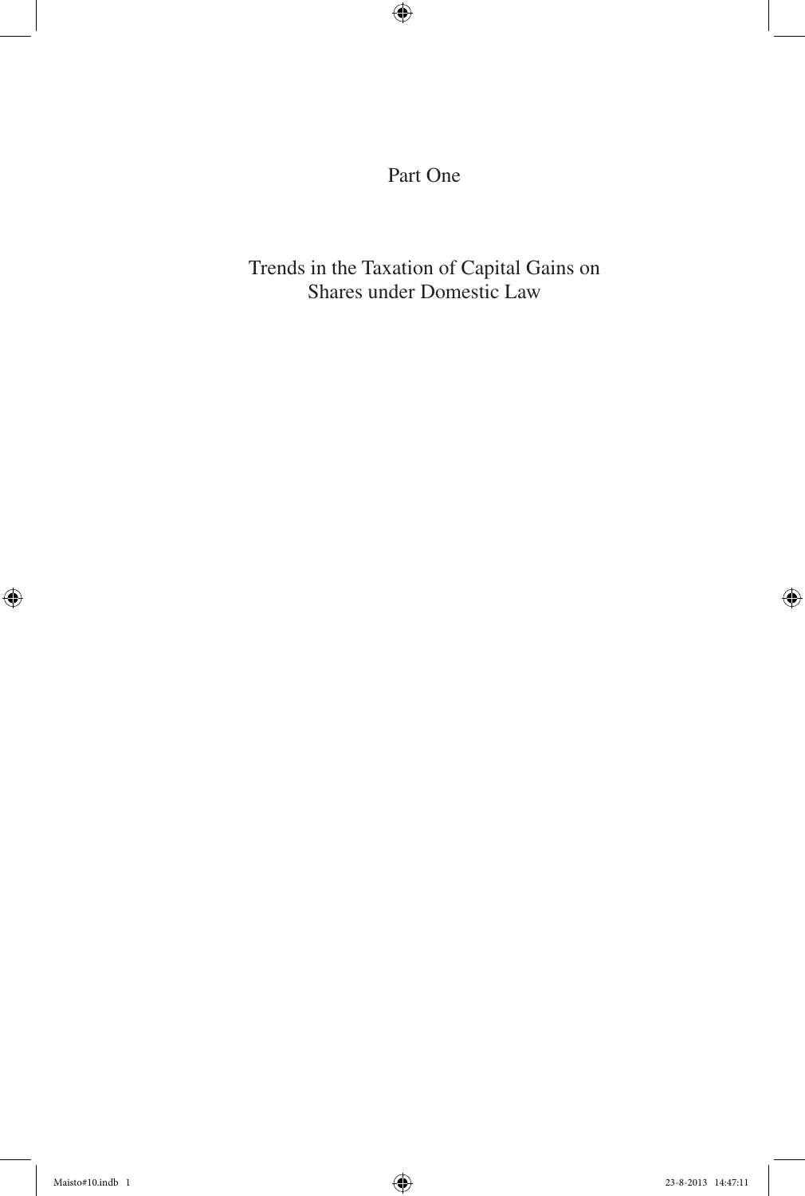# Part One

## Trends in the Taxation of Capital Gains on Shares under Domestic Law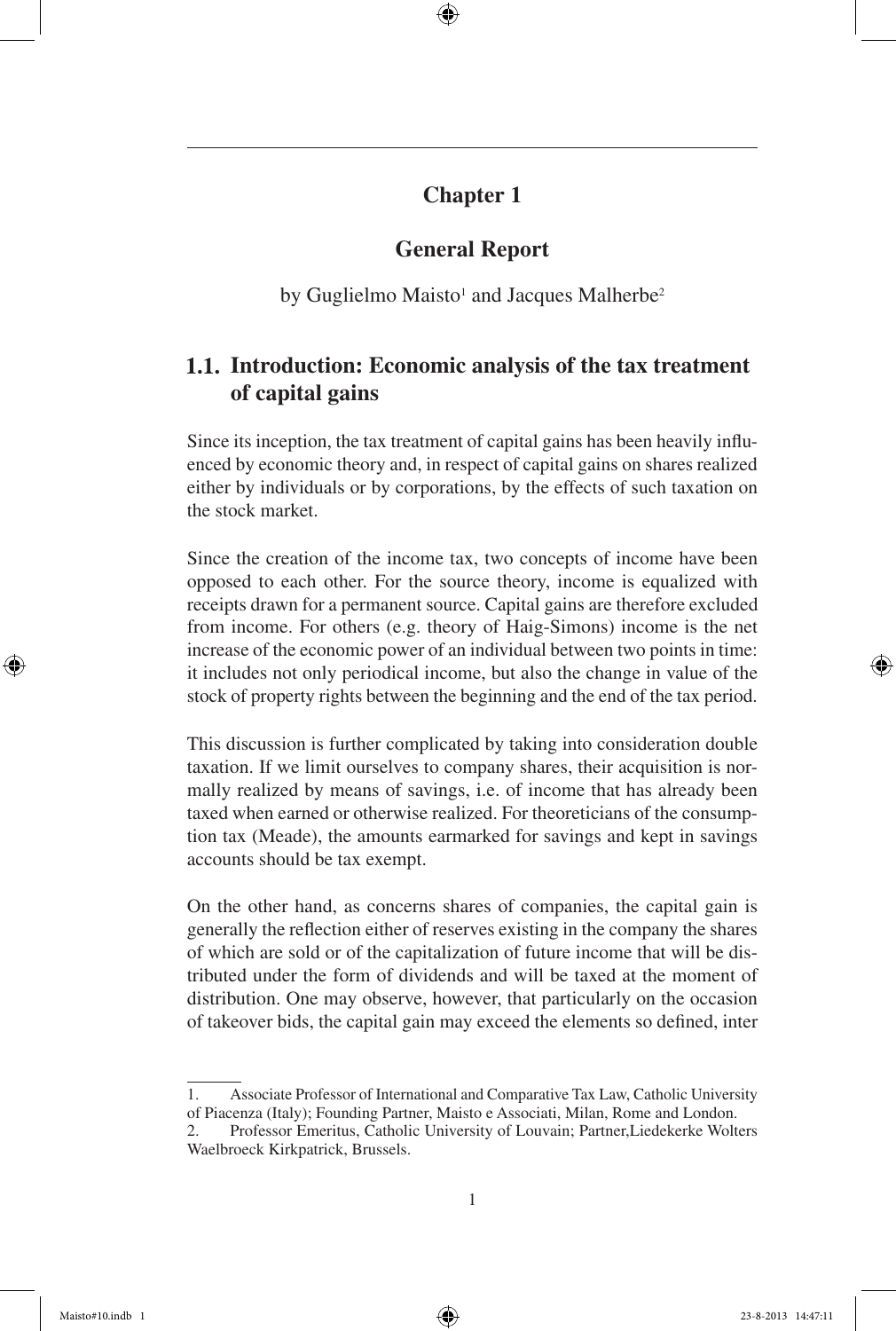# Chapter 1

## General Report

by Guglielmo Maisto[1] and Jacques Malherbe[2]

### 1.1. Introduction: Economic analysis of the tax treatment of capital gains

Since its inception, the tax treatment of capital gains has been heavily influenced by economic theory and, in respect of capital gains on shares realized either by individuals or by corporations, by the effects of such taxation on the stock market.

Since the creation of the income tax, two concepts of income have been opposed to each other. For the source theory, income is equalized with receipts drawn for a permanent source. Capital gains are therefore excluded from income. For others (e.g. theory of Haig-Simons) income is the net increase of the economic power of an individual between two points in time: it includes not only periodical income, but also the change in value of the stock of property rights between the beginning and the end of the tax period.

This discussion is further complicated by taking into consideration double taxation. If we limit ourselves to company shares, their acquisition is normally realized by means of savings, i.e. of income that has already been taxed when earned or otherwise realized. For theoreticians of the consumption tax (Meade), the amounts earmarked for savings and kept in savings accounts should be tax exempt.

On the other hand, as concerns shares of companies, the capital gain is generally the reflection either of reserves existing in the company the shares of which are sold or of the capitalization of future income that will be distributed under the form of dividends and will be taxed at the moment of distribution. One may observe, however, that particularly on the occasion of takeover bids, the capital gain may exceed the elements so defined, inter

---

1. Associate Professor of International and Comparative Tax Law, Catholic University of Piacenza (Italy); Founding Partner, Maisto e Associati, Milan, Rome and London.
2. Professor Emeritus, Catholic University of Louvain; Partner,Liedekerke Wolters Waelbroeck Kirkpatrick, Brussels.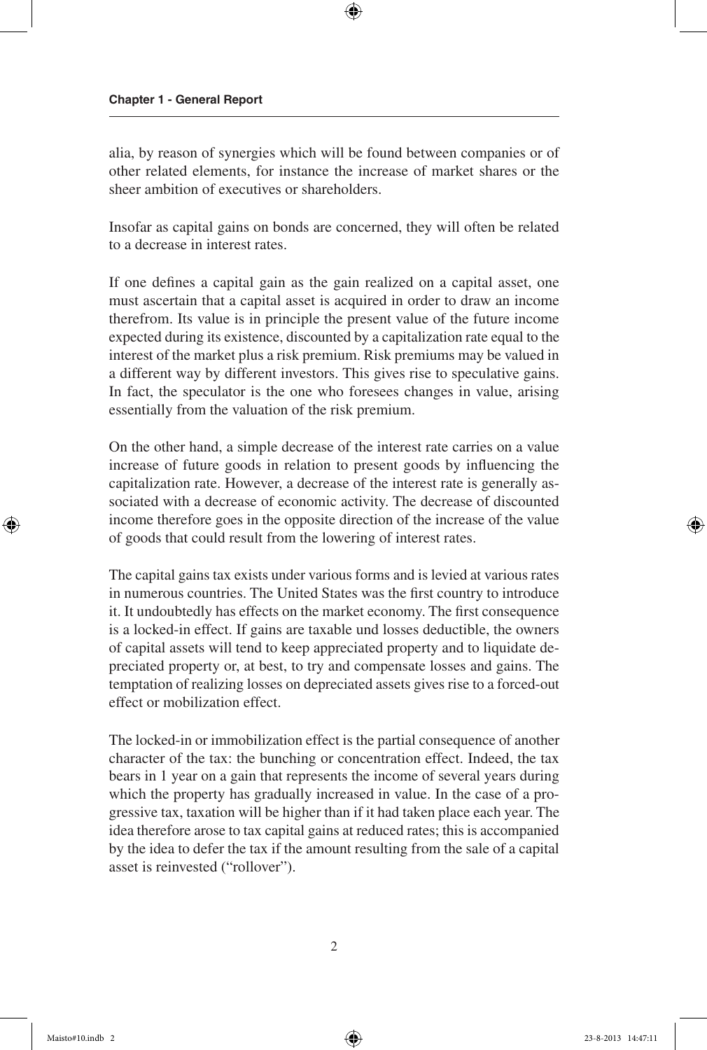alia, by reason of synergies which will be found between companies or of other related elements, for instance the increase of market shares or the sheer ambition of executives or shareholders.

Insofar as capital gains on bonds are concerned, they will often be related to a decrease in interest rates.

If one defines a capital gain as the gain realized on a capital asset, one must ascertain that a capital asset is acquired in order to draw an income therefrom. Its value is in principle the present value of the future income expected during its existence, discounted by a capitalization rate equal to the interest of the market plus a risk premium. Risk premiums may be valued in a different way by different investors. This gives rise to speculative gains. In fact, the speculator is the one who foresees changes in value, arising essentially from the valuation of the risk premium.

On the other hand, a simple decrease of the interest rate carries on a value increase of future goods in relation to present goods by influencing the capitalization rate. However, a decrease of the interest rate is generally associated with a decrease of economic activity. The decrease of discounted income therefore goes in the opposite direction of the increase of the value of goods that could result from the lowering of interest rates.

The capital gains tax exists under various forms and is levied at various rates in numerous countries. The United States was the first country to introduce it. It undoubtedly has effects on the market economy. The first consequence is a locked-in effect. If gains are taxable und losses deductible, the owners of capital assets will tend to keep appreciated property and to liquidate depreciated property or, at best, to try and compensate losses and gains. The temptation of realizing losses on depreciated assets gives rise to a forced-out effect or mobilization effect.

The locked-in or immobilization effect is the partial consequence of another character of the tax: the bunching or concentration effect. Indeed, the tax bears in 1 year on a gain that represents the income of several years during which the property has gradually increased in value. In the case of a progressive tax, taxation will be higher than if it had taken place each year. The idea therefore arose to tax capital gains at reduced rates; this is accompanied by the idea to defer the tax if the amount resulting from the sale of a capital asset is reinvested ("rollover").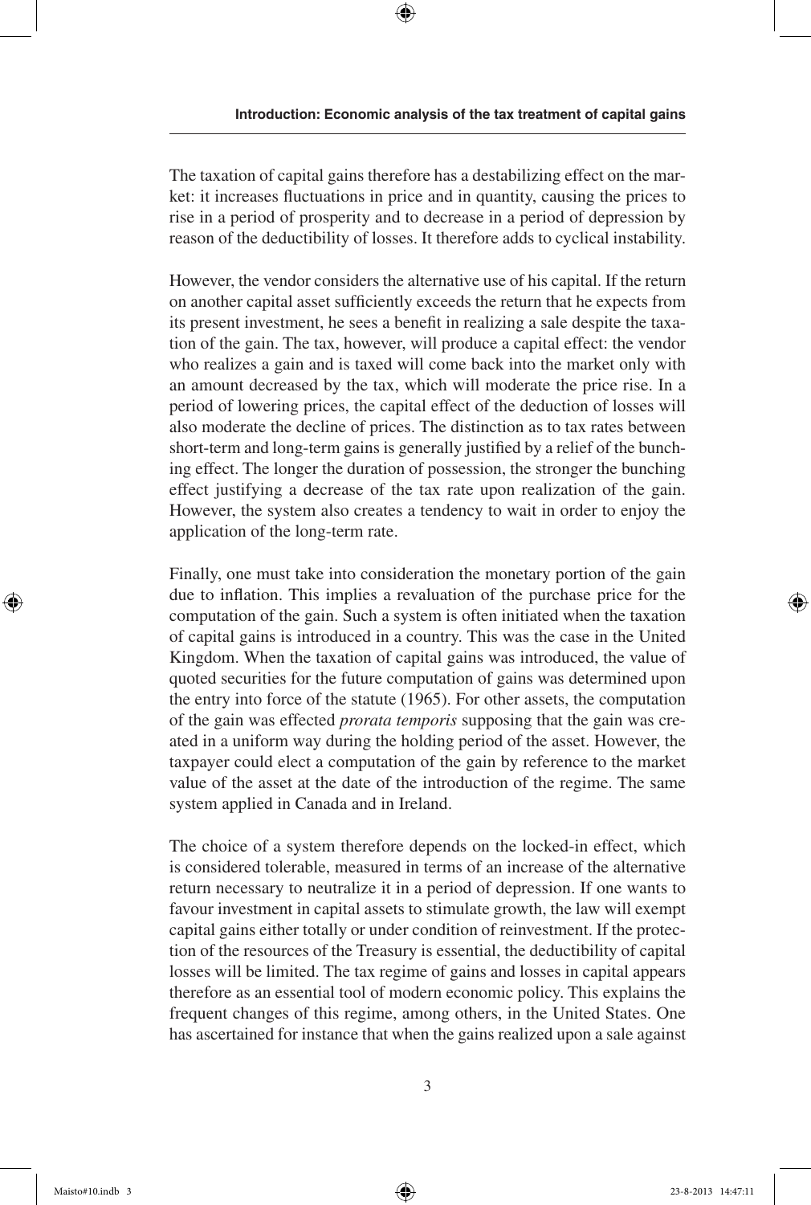The taxation of capital gains therefore has a destabilizing effect on the market: it increases fluctuations in price and in quantity, causing the prices to rise in a period of prosperity and to decrease in a period of depression by reason of the deductibility of losses. It therefore adds to cyclical instability.

However, the vendor considers the alternative use of his capital. If the return on another capital asset sufficiently exceeds the return that he expects from its present investment, he sees a benefit in realizing a sale despite the taxation of the gain. The tax, however, will produce a capital effect: the vendor who realizes a gain and is taxed will come back into the market only with an amount decreased by the tax, which will moderate the price rise. In a period of lowering prices, the capital effect of the deduction of losses will also moderate the decline of prices. The distinction as to tax rates between short-term and long-term gains is generally justified by a relief of the bunching effect. The longer the duration of possession, the stronger the bunching effect justifying a decrease of the tax rate upon realization of the gain. However, the system also creates a tendency to wait in order to enjoy the application of the long-term rate.

Finally, one must take into consideration the monetary portion of the gain due to inflation. This implies a revaluation of the purchase price for the computation of the gain. Such a system is often initiated when the taxation of capital gains is introduced in a country. This was the case in the United Kingdom. When the taxation of capital gains was introduced, the value of quoted securities for the future computation of gains was determined upon the entry into force of the statute (1965). For other assets, the computation of the gain was effected *prorata temporis* supposing that the gain was created in a uniform way during the holding period of the asset. However, the taxpayer could elect a computation of the gain by reference to the market value of the asset at the date of the introduction of the regime. The same system applied in Canada and in Ireland.

The choice of a system therefore depends on the locked-in effect, which is considered tolerable, measured in terms of an increase of the alternative return necessary to neutralize it in a period of depression. If one wants to favour investment in capital assets to stimulate growth, the law will exempt capital gains either totally or under condition of reinvestment. If the protection of the resources of the Treasury is essential, the deductibility of capital losses will be limited. The tax regime of gains and losses in capital appears therefore as an essential tool of modern economic policy. This explains the frequent changes of this regime, among others, in the United States. One has ascertained for instance that when the gains realized upon a sale against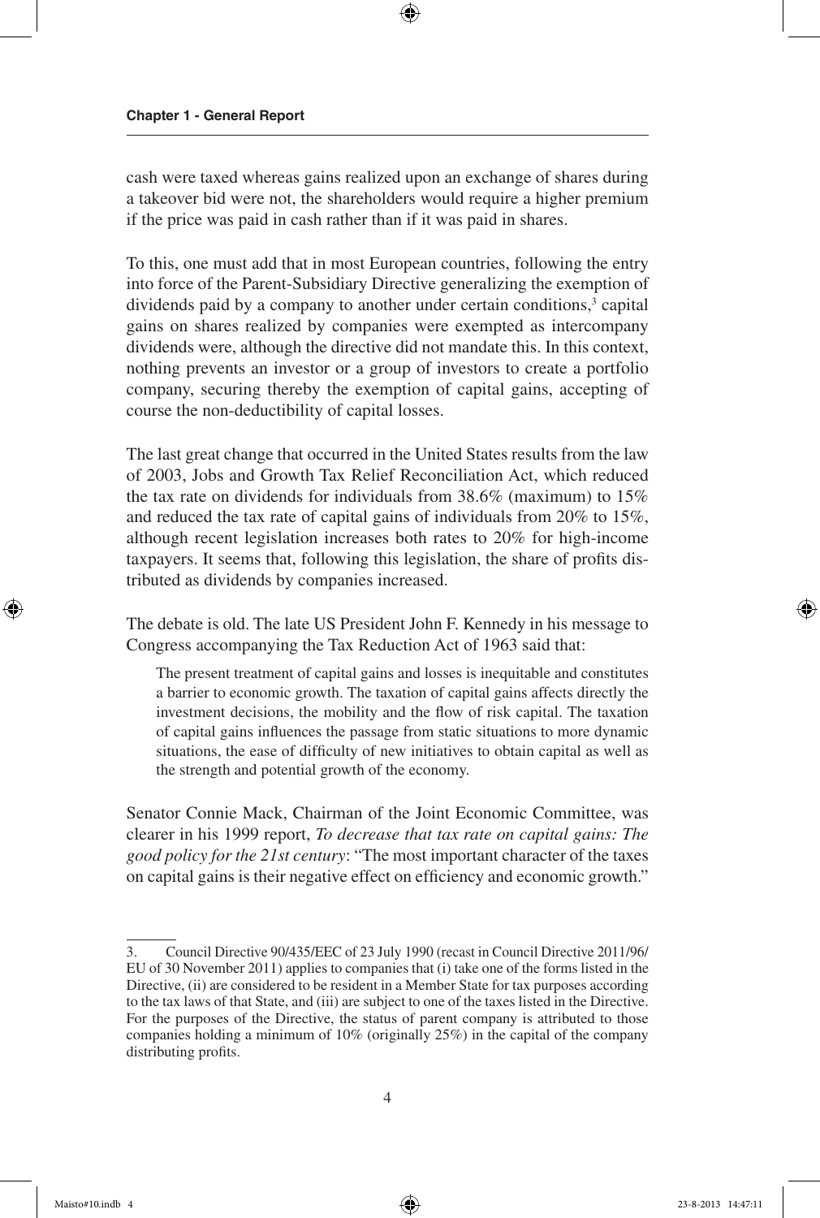cash were taxed whereas gains realized upon an exchange of shares during a takeover bid were not, the shareholders would require a higher premium if the price was paid in cash rather than if it was paid in shares.

To this, one must add that in most European countries, following the entry into force of the Parent-Subsidiary Directive generalizing the exemption of dividends paid by a company to another under certain conditions,[3] capital gains on shares realized by companies were exempted as intercompany dividends were, although the directive did not mandate this. In this context, nothing prevents an investor or a group of investors to create a portfolio company, securing thereby the exemption of capital gains, accepting of course the non-deductibility of capital losses.

The last great change that occurred in the United States results from the law of 2003, Jobs and Growth Tax Relief Reconciliation Act, which reduced the tax rate on dividends for individuals from 38.6% (maximum) to 15% and reduced the tax rate of capital gains of individuals from 20% to 15%, although recent legislation increases both rates to 20% for high-income taxpayers. It seems that, following this legislation, the share of profits distributed as dividends by companies increased.

The debate is old. The late US President John F. Kennedy in his message to Congress accompanying the Tax Reduction Act of 1963 said that:

> The present treatment of capital gains and losses is inequitable and constitutes a barrier to economic growth. The taxation of capital gains affects directly the investment decisions, the mobility and the flow of risk capital. The taxation of capital gains influences the passage from static situations to more dynamic situations, the ease of difficulty of new initiatives to obtain capital as well as the strength and potential growth of the economy.

Senator Connie Mack, Chairman of the Joint Economic Committee, was clearer in his 1999 report, *To decrease that tax rate on capital gains: The good policy for the 21st century*: "The most important character of the taxes on capital gains is their negative effect on efficiency and economic growth."

---

3. Council Directive 90/435/EEC of 23 July 1990 (recast in Council Directive 2011/96/EU of 30 November 2011) applies to companies that (i) take one of the forms listed in the Directive, (ii) are considered to be resident in a Member State for tax purposes according to the tax laws of that State, and (iii) are subject to one of the taxes listed in the Directive. For the purposes of the Directive, the status of parent company is attributed to those companies holding a minimum of 10% (originally 25%) in the capital of the company distributing profits.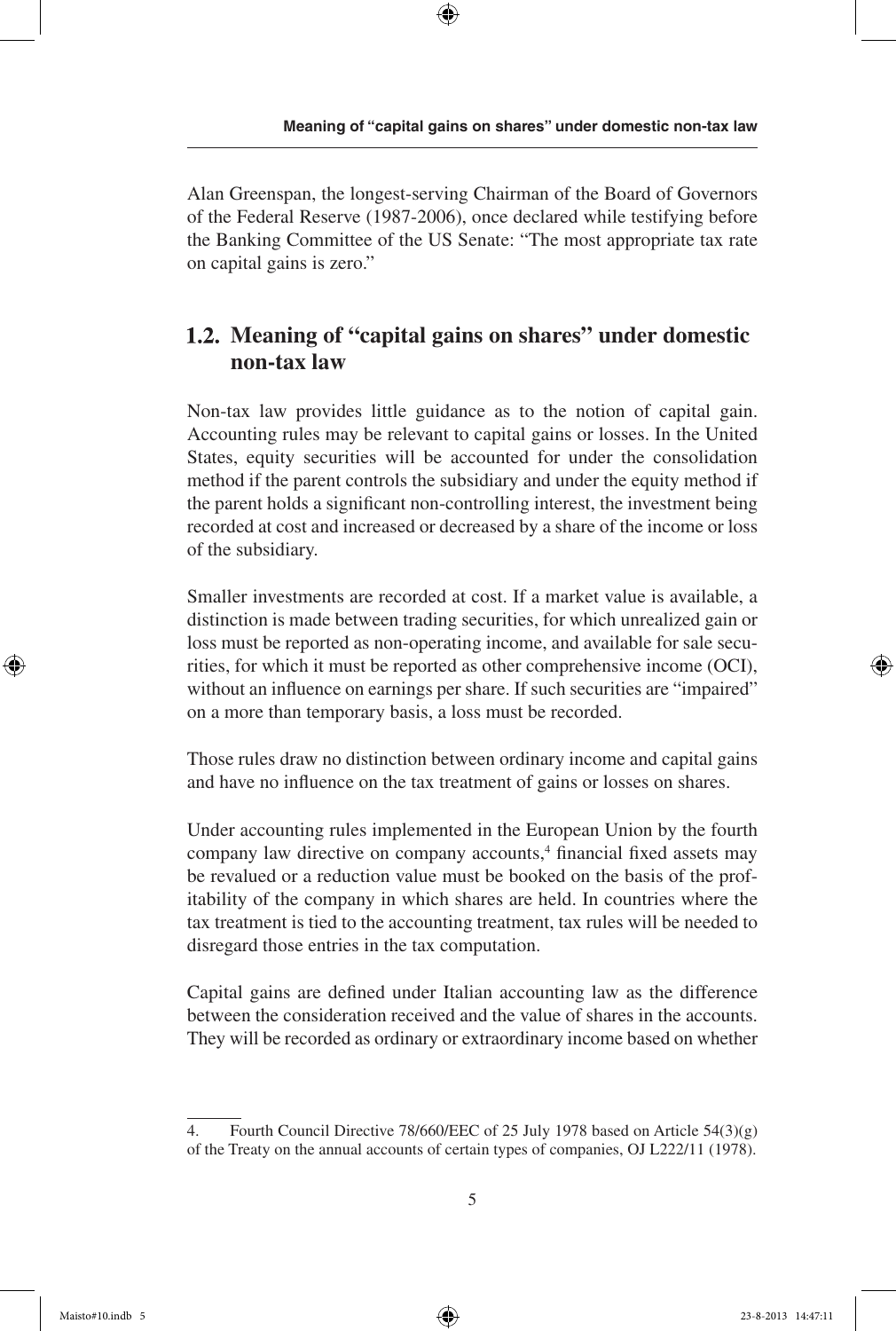Alan Greenspan, the longest-serving Chairman of the Board of Governors of the Federal Reserve (1987-2006), once declared while testifying before the Banking Committee of the US Senate: "The most appropriate tax rate on capital gains is zero."

## 1.2. Meaning of "capital gains on shares" under domestic non-tax law

Non-tax law provides little guidance as to the notion of capital gain. Accounting rules may be relevant to capital gains or losses. In the United States, equity securities will be accounted for under the consolidation method if the parent controls the subsidiary and under the equity method if the parent holds a significant non-controlling interest, the investment being recorded at cost and increased or decreased by a share of the income or loss of the subsidiary.

Smaller investments are recorded at cost. If a market value is available, a distinction is made between trading securities, for which unrealized gain or loss must be reported as non-operating income, and available for sale securities, for which it must be reported as other comprehensive income (OCI), without an influence on earnings per share. If such securities are "impaired" on a more than temporary basis, a loss must be recorded.

Those rules draw no distinction between ordinary income and capital gains and have no influence on the tax treatment of gains or losses on shares.

Under accounting rules implemented in the European Union by the fourth company law directive on company accounts,[4] financial fixed assets may be revalued or a reduction value must be booked on the basis of the profitability of the company in which shares are held. In countries where the tax treatment is tied to the accounting treatment, tax rules will be needed to disregard those entries in the tax computation.

Capital gains are defined under Italian accounting law as the difference between the consideration received and the value of shares in the accounts. They will be recorded as ordinary or extraordinary income based on whether

---

4. Fourth Council Directive 78/660/EEC of 25 July 1978 based on Article 54(3)(g) of the Treaty on the annual accounts of certain types of companies, OJ L222/11 (1978).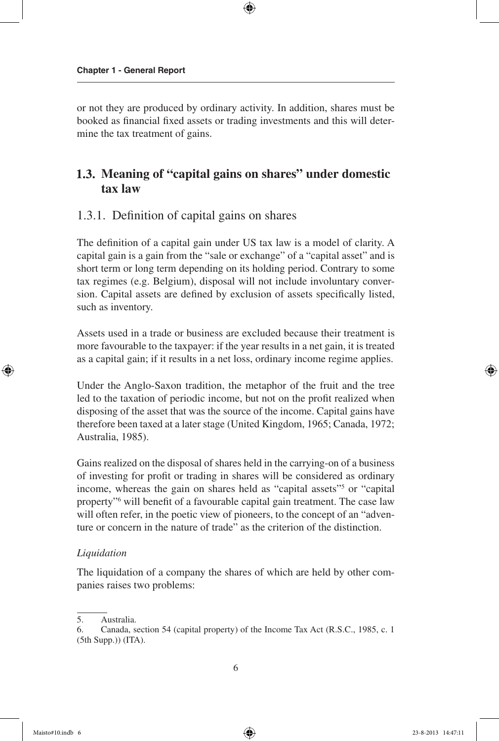or not they are produced by ordinary activity. In addition, shares must be booked as financial fixed assets or trading investments and this will determine the tax treatment of gains.

## 1.3. Meaning of "capital gains on shares" under domestic tax law

### 1.3.1. Definition of capital gains on shares

The definition of a capital gain under US tax law is a model of clarity. A capital gain is a gain from the "sale or exchange" of a "capital asset" and is short term or long term depending on its holding period. Contrary to some tax regimes (e.g. Belgium), disposal will not include involuntary conversion. Capital assets are defined by exclusion of assets specifically listed, such as inventory.

Assets used in a trade or business are excluded because their treatment is more favourable to the taxpayer: if the year results in a net gain, it is treated as a capital gain; if it results in a net loss, ordinary income regime applies.

Under the Anglo-Saxon tradition, the metaphor of the fruit and the tree led to the taxation of periodic income, but not on the profit realized when disposing of the asset that was the source of the income. Capital gains have therefore been taxed at a later stage (United Kingdom, 1965; Canada, 1972; Australia, 1985).

Gains realized on the disposal of shares held in the carrying-on of a business of investing for profit or trading in shares will be considered as ordinary income, whereas the gain on shares held as "capital assets"[5] or "capital property"[6] will benefit of a favourable capital gain treatment. The case law will often refer, in the poetic view of pioneers, to the concept of an "adventure or concern in the nature of trade" as the criterion of the distinction.

*Liquidation*

The liquidation of a company the shares of which are held by other companies raises two problems:

---

5. Australia.

6. Canada, section 54 (capital property) of the Income Tax Act (R.S.C., 1985, c. 1 (5th Supp.)) (ITA).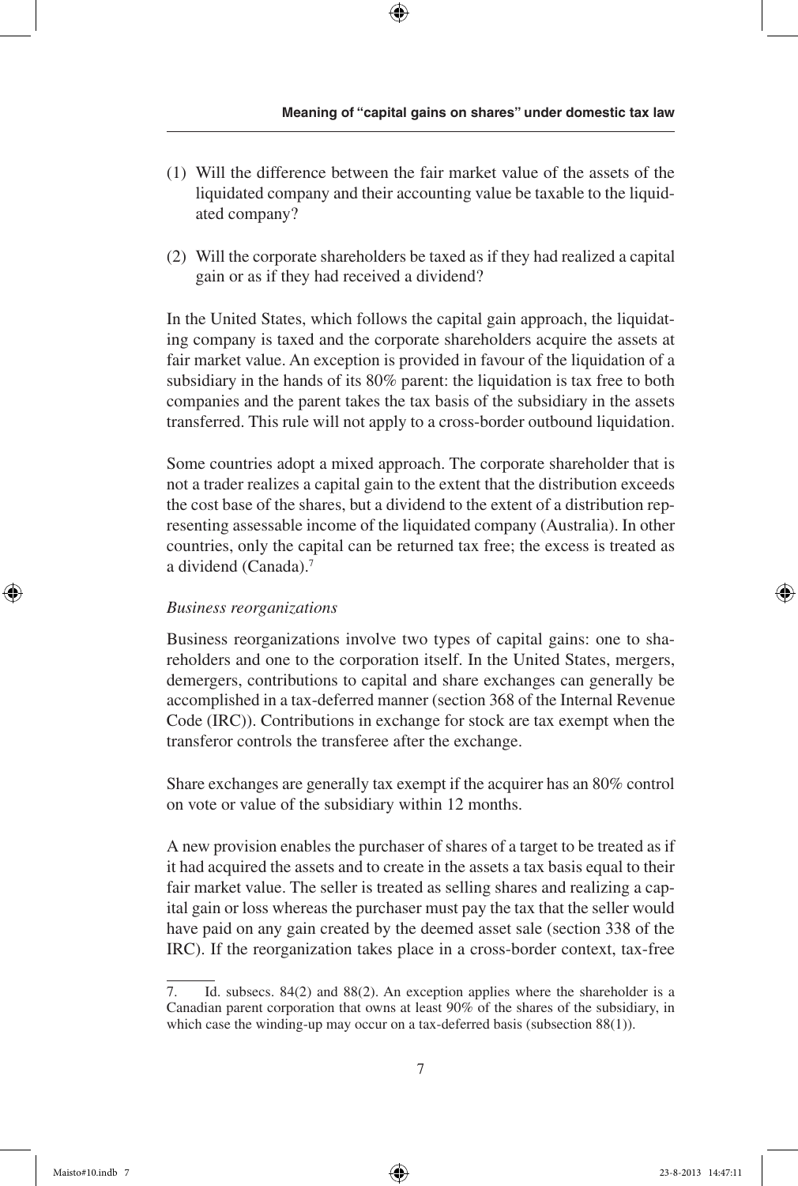(1) Will the difference between the fair market value of the assets of the liquidated company and their accounting value be taxable to the liquidated company?

(2) Will the corporate shareholders be taxed as if they had realized a capital gain or as if they had received a dividend?

In the United States, which follows the capital gain approach, the liquidating company is taxed and the corporate shareholders acquire the assets at fair market value. An exception is provided in favour of the liquidation of a subsidiary in the hands of its 80% parent: the liquidation is tax free to both companies and the parent takes the tax basis of the subsidiary in the assets transferred. This rule will not apply to a cross-border outbound liquidation.

Some countries adopt a mixed approach. The corporate shareholder that is not a trader realizes a capital gain to the extent that the distribution exceeds the cost base of the shares, but a dividend to the extent of a distribution representing assessable income of the liquidated company (Australia). In other countries, only the capital can be returned tax free; the excess is treated as a dividend (Canada).[7]

*Business reorganizations*

Business reorganizations involve two types of capital gains: one to shareholders and one to the corporation itself. In the United States, mergers, demergers, contributions to capital and share exchanges can generally be accomplished in a tax-deferred manner (section 368 of the Internal Revenue Code (IRC)). Contributions in exchange for stock are tax exempt when the transferor controls the transferee after the exchange.

Share exchanges are generally tax exempt if the acquirer has an 80% control on vote or value of the subsidiary within 12 months.

A new provision enables the purchaser of shares of a target to be treated as if it had acquired the assets and to create in the assets a tax basis equal to their fair market value. The seller is treated as selling shares and realizing a capital gain or loss whereas the purchaser must pay the tax that the seller would have paid on any gain created by the deemed asset sale (section 338 of the IRC). If the reorganization takes place in a cross-border context, tax-free

7. Id. subsecs. 84(2) and 88(2). An exception applies where the shareholder is a Canadian parent corporation that owns at least 90% of the shares of the subsidiary, in which case the winding-up may occur on a tax-deferred basis (subsection 88(1)).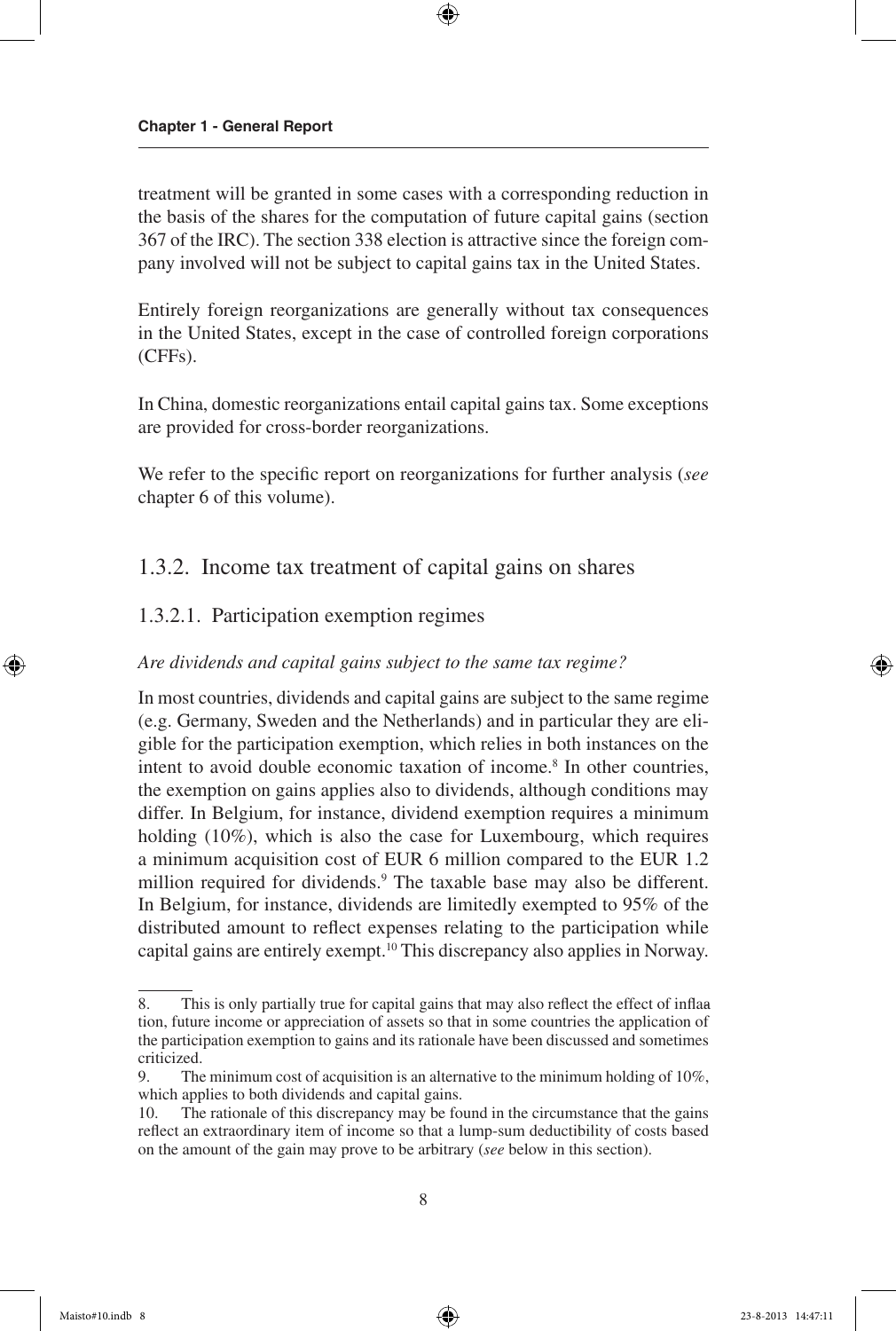treatment will be granted in some cases with a corresponding reduction in the basis of the shares for the computation of future capital gains (section 367 of the IRC). The section 338 election is attractive since the foreign company involved will not be subject to capital gains tax in the United States.

Entirely foreign reorganizations are generally without tax consequences in the United States, except in the case of controlled foreign corporations (CFFs).

In China, domestic reorganizations entail capital gains tax. Some exceptions are provided for cross-border reorganizations.

We refer to the specific report on reorganizations for further analysis (*see* chapter 6 of this volume).

### 1.3.2. Income tax treatment of capital gains on shares

#### 1.3.2.1. Participation exemption regimes

*Are dividends and capital gains subject to the same tax regime?*

In most countries, dividends and capital gains are subject to the same regime (e.g. Germany, Sweden and the Netherlands) and in particular they are eligible for the participation exemption, which relies in both instances on the intent to avoid double economic taxation of income.[8] In other countries, the exemption on gains applies also to dividends, although conditions may differ. In Belgium, for instance, dividend exemption requires a minimum holding (10%), which is also the case for Luxembourg, which requires a minimum acquisition cost of EUR 6 million compared to the EUR 1.2 million required for dividends.[9] The taxable base may also be different. In Belgium, for instance, dividends are limitedly exempted to 95% of the distributed amount to reflect expenses relating to the participation while capital gains are entirely exempt.[10] This discrepancy also applies in Norway.

---

8. This is only partially true for capital gains that may also reflect the effect of inflaa tion, future income or appreciation of assets so that in some countries the application of the participation exemption to gains and its rationale have been discussed and sometimes criticized.

9. The minimum cost of acquisition is an alternative to the minimum holding of 10%, which applies to both dividends and capital gains.

10. The rationale of this discrepancy may be found in the circumstance that the gains reflect an extraordinary item of income so that a lump-sum deductibility of costs based on the amount of the gain may prove to be arbitrary (*see* below in this section).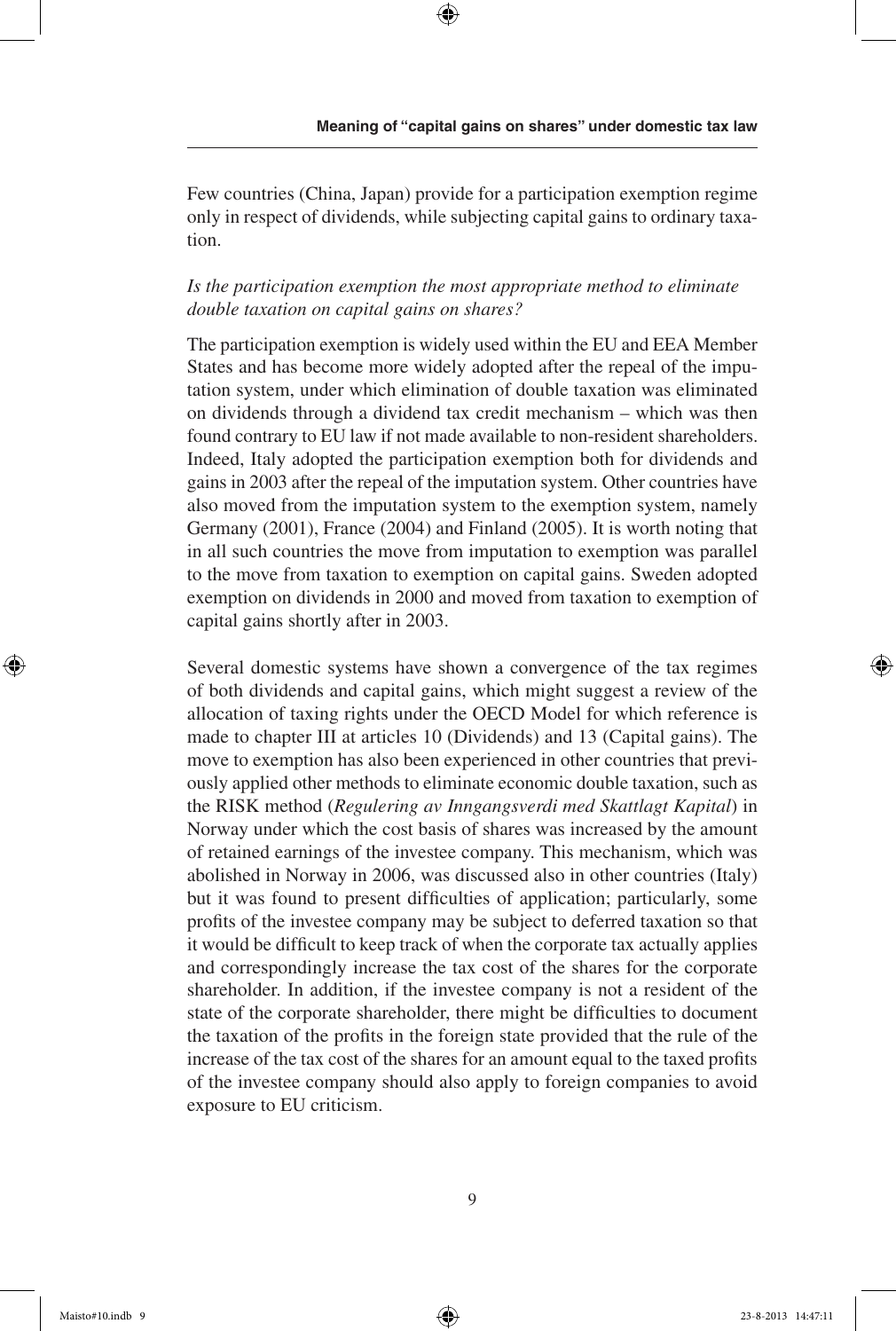Few countries (China, Japan) provide for a participation exemption regime only in respect of dividends, while subjecting capital gains to ordinary taxation.

*Is the participation exemption the most appropriate method to eliminate double taxation on capital gains on shares?*

The participation exemption is widely used within the EU and EEA Member States and has become more widely adopted after the repeal of the imputation system, under which elimination of double taxation was eliminated on dividends through a dividend tax credit mechanism – which was then found contrary to EU law if not made available to non-resident shareholders. Indeed, Italy adopted the participation exemption both for dividends and gains in 2003 after the repeal of the imputation system. Other countries have also moved from the imputation system to the exemption system, namely Germany (2001), France (2004) and Finland (2005). It is worth noting that in all such countries the move from imputation to exemption was parallel to the move from taxation to exemption on capital gains. Sweden adopted exemption on dividends in 2000 and moved from taxation to exemption of capital gains shortly after in 2003.

Several domestic systems have shown a convergence of the tax regimes of both dividends and capital gains, which might suggest a review of the allocation of taxing rights under the OECD Model for which reference is made to chapter III at articles 10 (Dividends) and 13 (Capital gains). The move to exemption has also been experienced in other countries that previously applied other methods to eliminate economic double taxation, such as the RISK method (*Regulering av Inngangsverdi med Skattlagt Kapital*) in Norway under which the cost basis of shares was increased by the amount of retained earnings of the investee company. This mechanism, which was abolished in Norway in 2006, was discussed also in other countries (Italy) but it was found to present difficulties of application; particularly, some profits of the investee company may be subject to deferred taxation so that it would be difficult to keep track of when the corporate tax actually applies and correspondingly increase the tax cost of the shares for the corporate shareholder. In addition, if the investee company is not a resident of the state of the corporate shareholder, there might be difficulties to document the taxation of the profits in the foreign state provided that the rule of the increase of the tax cost of the shares for an amount equal to the taxed profits of the investee company should also apply to foreign companies to avoid exposure to EU criticism.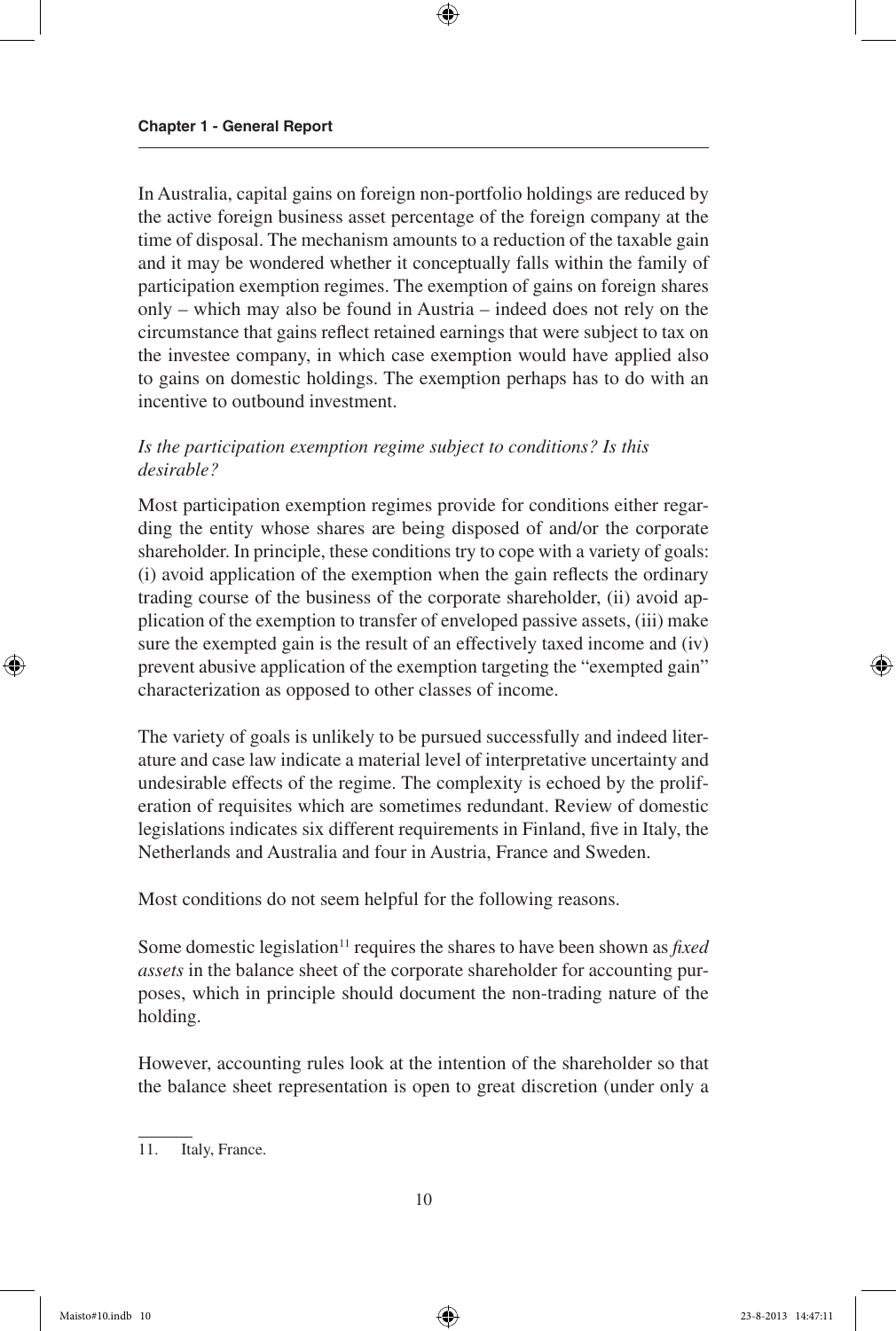In Australia, capital gains on foreign non-portfolio holdings are reduced by the active foreign business asset percentage of the foreign company at the time of disposal. The mechanism amounts to a reduction of the taxable gain and it may be wondered whether it conceptually falls within the family of participation exemption regimes. The exemption of gains on foreign shares only – which may also be found in Austria – indeed does not rely on the circumstance that gains reflect retained earnings that were subject to tax on the investee company, in which case exemption would have applied also to gains on domestic holdings. The exemption perhaps has to do with an incentive to outbound investment.

*Is the participation exemption regime subject to conditions? Is this desirable?*

Most participation exemption regimes provide for conditions either regarding the entity whose shares are being disposed of and/or the corporate shareholder. In principle, these conditions try to cope with a variety of goals: (i) avoid application of the exemption when the gain reflects the ordinary trading course of the business of the corporate shareholder, (ii) avoid application of the exemption to transfer of enveloped passive assets, (iii) make sure the exempted gain is the result of an effectively taxed income and (iv) prevent abusive application of the exemption targeting the "exempted gain" characterization as opposed to other classes of income.

The variety of goals is unlikely to be pursued successfully and indeed literature and case law indicate a material level of interpretative uncertainty and undesirable effects of the regime. The complexity is echoed by the proliferation of requisites which are sometimes redundant. Review of domestic legislations indicates six different requirements in Finland, five in Italy, the Netherlands and Australia and four in Austria, France and Sweden.

Most conditions do not seem helpful for the following reasons.

Some domestic legislation[11] requires the shares to have been shown as *fixed assets* in the balance sheet of the corporate shareholder for accounting purposes, which in principle should document the non-trading nature of the holding.

However, accounting rules look at the intention of the shareholder so that the balance sheet representation is open to great discretion (under only a

11. Italy, France.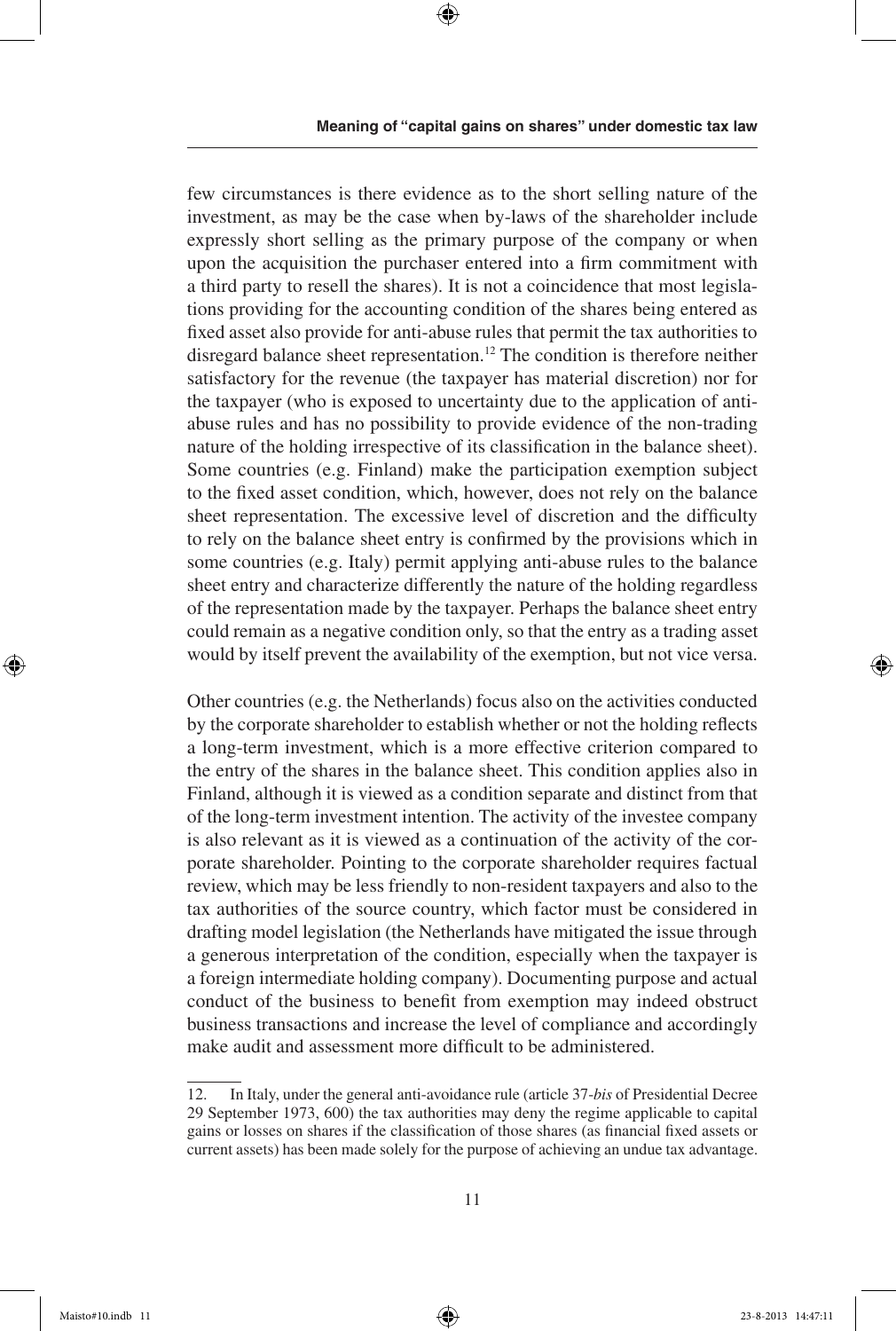few circumstances is there evidence as to the short selling nature of the investment, as may be the case when by-laws of the shareholder include expressly short selling as the primary purpose of the company or when upon the acquisition the purchaser entered into a firm commitment with a third party to resell the shares). It is not a coincidence that most legislations providing for the accounting condition of the shares being entered as fixed asset also provide for anti-abuse rules that permit the tax authorities to disregard balance sheet representation.[12] The condition is therefore neither satisfactory for the revenue (the taxpayer has material discretion) nor for the taxpayer (who is exposed to uncertainty due to the application of anti-abuse rules and has no possibility to provide evidence of the non-trading nature of the holding irrespective of its classification in the balance sheet). Some countries (e.g. Finland) make the participation exemption subject to the fixed asset condition, which, however, does not rely on the balance sheet representation. The excessive level of discretion and the difficulty to rely on the balance sheet entry is confirmed by the provisions which in some countries (e.g. Italy) permit applying anti-abuse rules to the balance sheet entry and characterize differently the nature of the holding regardless of the representation made by the taxpayer. Perhaps the balance sheet entry could remain as a negative condition only, so that the entry as a trading asset would by itself prevent the availability of the exemption, but not vice versa.

Other countries (e.g. the Netherlands) focus also on the activities conducted by the corporate shareholder to establish whether or not the holding reflects a long-term investment, which is a more effective criterion compared to the entry of the shares in the balance sheet. This condition applies also in Finland, although it is viewed as a condition separate and distinct from that of the long-term investment intention. The activity of the investee company is also relevant as it is viewed as a continuation of the activity of the corporate shareholder. Pointing to the corporate shareholder requires factual review, which may be less friendly to non-resident taxpayers and also to the tax authorities of the source country, which factor must be considered in drafting model legislation (the Netherlands have mitigated the issue through a generous interpretation of the condition, especially when the taxpayer is a foreign intermediate holding company). Documenting purpose and actual conduct of the business to benefit from exemption may indeed obstruct business transactions and increase the level of compliance and accordingly make audit and assessment more difficult to be administered.

---

12. In Italy, under the general anti-avoidance rule (article 37-*bis* of Presidential Decree 29 September 1973, 600) the tax authorities may deny the regime applicable to capital gains or losses on shares if the classification of those shares (as financial fixed assets or current assets) has been made solely for the purpose of achieving an undue tax advantage.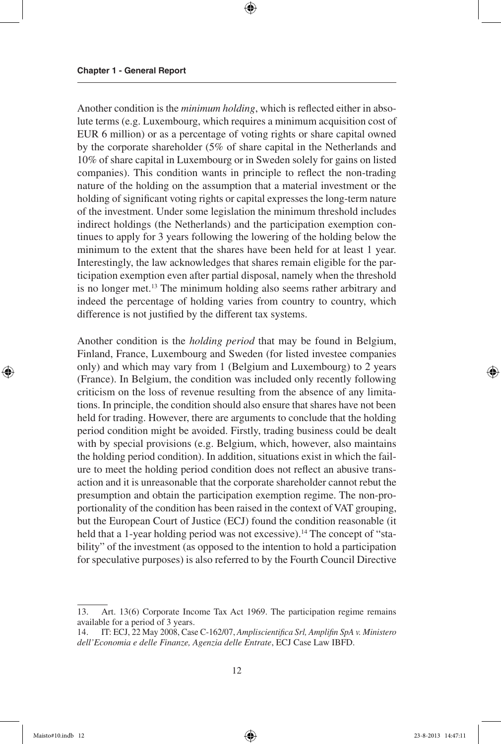Another condition is the *minimum holding*, which is reflected either in absolute terms (e.g. Luxembourg, which requires a minimum acquisition cost of EUR 6 million) or as a percentage of voting rights or share capital owned by the corporate shareholder (5% of share capital in the Netherlands and 10% of share capital in Luxembourg or in Sweden solely for gains on listed companies). This condition wants in principle to reflect the non-trading nature of the holding on the assumption that a material investment or the holding of significant voting rights or capital expresses the long-term nature of the investment. Under some legislation the minimum threshold includes indirect holdings (the Netherlands) and the participation exemption continues to apply for 3 years following the lowering of the holding below the minimum to the extent that the shares have been held for at least 1 year. Interestingly, the law acknowledges that shares remain eligible for the participation exemption even after partial disposal, namely when the threshold is no longer met.[13] The minimum holding also seems rather arbitrary and indeed the percentage of holding varies from country to country, which difference is not justified by the different tax systems.

Another condition is the *holding period* that may be found in Belgium, Finland, France, Luxembourg and Sweden (for listed investee companies only) and which may vary from 1 (Belgium and Luxembourg) to 2 years (France). In Belgium, the condition was included only recently following criticism on the loss of revenue resulting from the absence of any limitations. In principle, the condition should also ensure that shares have not been held for trading. However, there are arguments to conclude that the holding period condition might be avoided. Firstly, trading business could be dealt with by special provisions (e.g. Belgium, which, however, also maintains the holding period condition). In addition, situations exist in which the failure to meet the holding period condition does not reflect an abusive transaction and it is unreasonable that the corporate shareholder cannot rebut the presumption and obtain the participation exemption regime. The non-proportionality of the condition has been raised in the context of VAT grouping, but the European Court of Justice (ECJ) found the condition reasonable (it held that a 1-year holding period was not excessive).[14] The concept of "stability" of the investment (as opposed to the intention to hold a participation for speculative purposes) is also referred to by the Fourth Council Directive

---

13. Art. 13(6) Corporate Income Tax Act 1969. The participation regime remains available for a period of 3 years.
14. IT: ECJ, 22 May 2008, Case C-162/07, *Ampliscientifica Srl, Amplifin SpA v. Ministero dell'Economia e delle Finanze, Agenzia delle Entrate*, ECJ Case Law IBFD.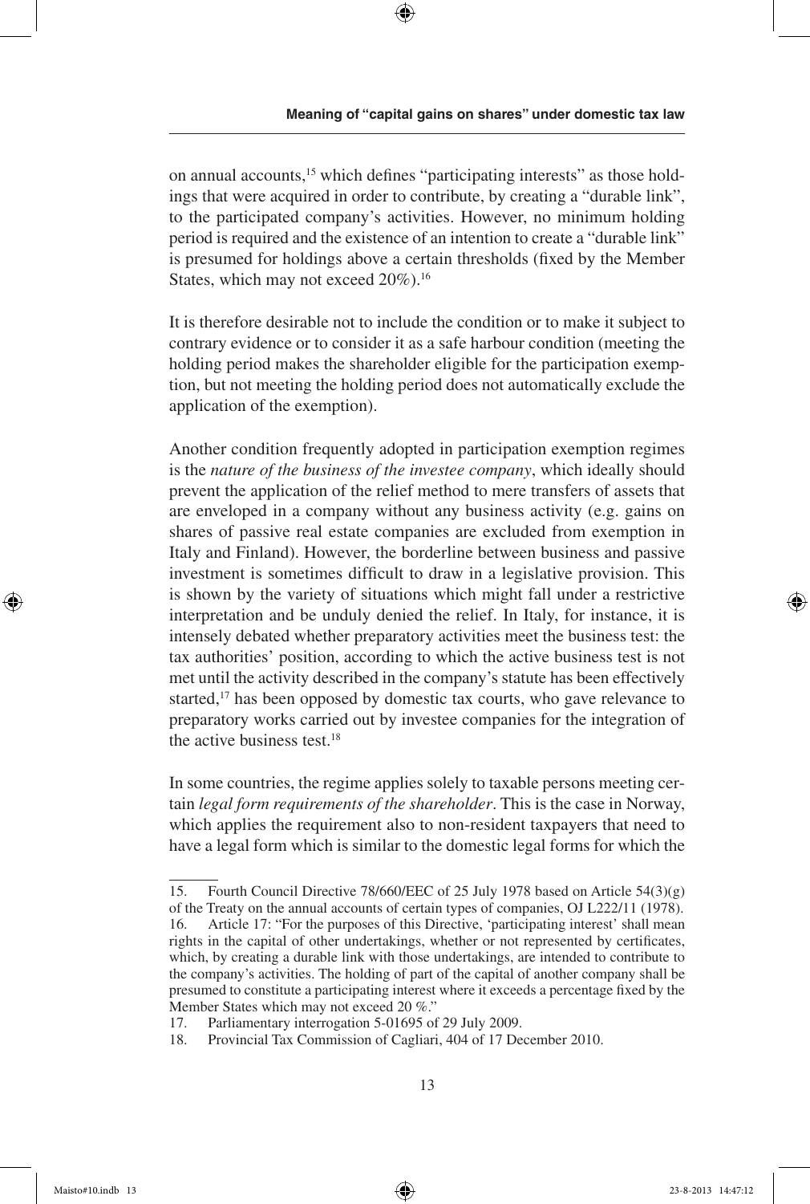on annual accounts,[15] which defines "participating interests" as those holdings that were acquired in order to contribute, by creating a "durable link", to the participated company's activities. However, no minimum holding period is required and the existence of an intention to create a "durable link" is presumed for holdings above a certain thresholds (fixed by the Member States, which may not exceed 20%).[16]

It is therefore desirable not to include the condition or to make it subject to contrary evidence or to consider it as a safe harbour condition (meeting the holding period makes the shareholder eligible for the participation exemption, but not meeting the holding period does not automatically exclude the application of the exemption).

Another condition frequently adopted in participation exemption regimes is the *nature of the business of the investee company*, which ideally should prevent the application of the relief method to mere transfers of assets that are enveloped in a company without any business activity (e.g. gains on shares of passive real estate companies are excluded from exemption in Italy and Finland). However, the borderline between business and passive investment is sometimes difficult to draw in a legislative provision. This is shown by the variety of situations which might fall under a restrictive interpretation and be unduly denied the relief. In Italy, for instance, it is intensely debated whether preparatory activities meet the business test: the tax authorities' position, according to which the active business test is not met until the activity described in the company's statute has been effectively started,[17] has been opposed by domestic tax courts, who gave relevance to preparatory works carried out by investee companies for the integration of the active business test.[18]

In some countries, the regime applies solely to taxable persons meeting certain *legal form requirements of the shareholder*. This is the case in Norway, which applies the requirement also to non-resident taxpayers that need to have a legal form which is similar to the domestic legal forms for which the

---

15. Fourth Council Directive 78/660/EEC of 25 July 1978 based on Article 54(3)(g) of the Treaty on the annual accounts of certain types of companies, OJ L222/11 (1978).
16. Article 17: "For the purposes of this Directive, 'participating interest' shall mean rights in the capital of other undertakings, whether or not represented by certificates, which, by creating a durable link with those undertakings, are intended to contribute to the company's activities. The holding of part of the capital of another company shall be presumed to constitute a participating interest where it exceeds a percentage fixed by the Member States which may not exceed 20 %."
17. Parliamentary interrogation 5-01695 of 29 July 2009.
18. Provincial Tax Commission of Cagliari, 404 of 17 December 2010.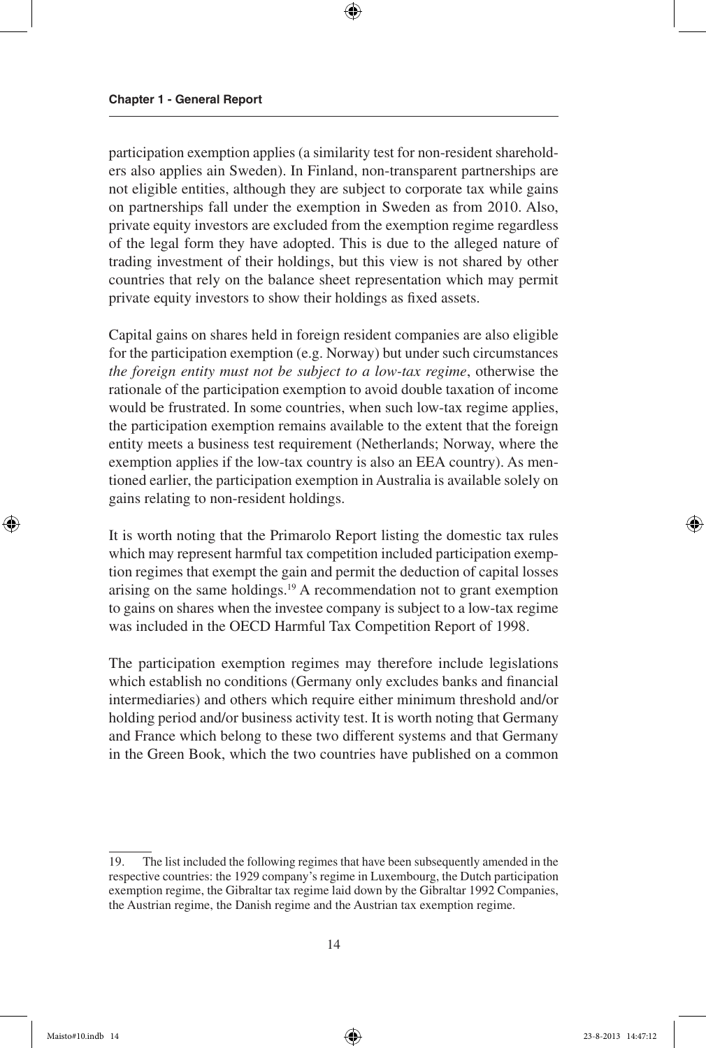participation exemption applies (a similarity test for non-resident shareholders also applies ain Sweden). In Finland, non-transparent partnerships are not eligible entities, although they are subject to corporate tax while gains on partnerships fall under the exemption in Sweden as from 2010. Also, private equity investors are excluded from the exemption regime regardless of the legal form they have adopted. This is due to the alleged nature of trading investment of their holdings, but this view is not shared by other countries that rely on the balance sheet representation which may permit private equity investors to show their holdings as fixed assets.

Capital gains on shares held in foreign resident companies are also eligible for the participation exemption (e.g. Norway) but under such circumstances *the foreign entity must not be subject to a low-tax regime*, otherwise the rationale of the participation exemption to avoid double taxation of income would be frustrated. In some countries, when such low-tax regime applies, the participation exemption remains available to the extent that the foreign entity meets a business test requirement (Netherlands; Norway, where the exemption applies if the low-tax country is also an EEA country). As mentioned earlier, the participation exemption in Australia is available solely on gains relating to non-resident holdings.

It is worth noting that the Primarolo Report listing the domestic tax rules which may represent harmful tax competition included participation exemption regimes that exempt the gain and permit the deduction of capital losses arising on the same holdings.[19] A recommendation not to grant exemption to gains on shares when the investee company is subject to a low-tax regime was included in the OECD Harmful Tax Competition Report of 1998.

The participation exemption regimes may therefore include legislations which establish no conditions (Germany only excludes banks and financial intermediaries) and others which require either minimum threshold and/or holding period and/or business activity test. It is worth noting that Germany and France which belong to these two different systems and that Germany in the Green Book, which the two countries have published on a common

---

19. The list included the following regimes that have been subsequently amended in the respective countries: the 1929 company's regime in Luxembourg, the Dutch participation exemption regime, the Gibraltar tax regime laid down by the Gibraltar 1992 Companies, the Austrian regime, the Danish regime and the Austrian tax exemption regime.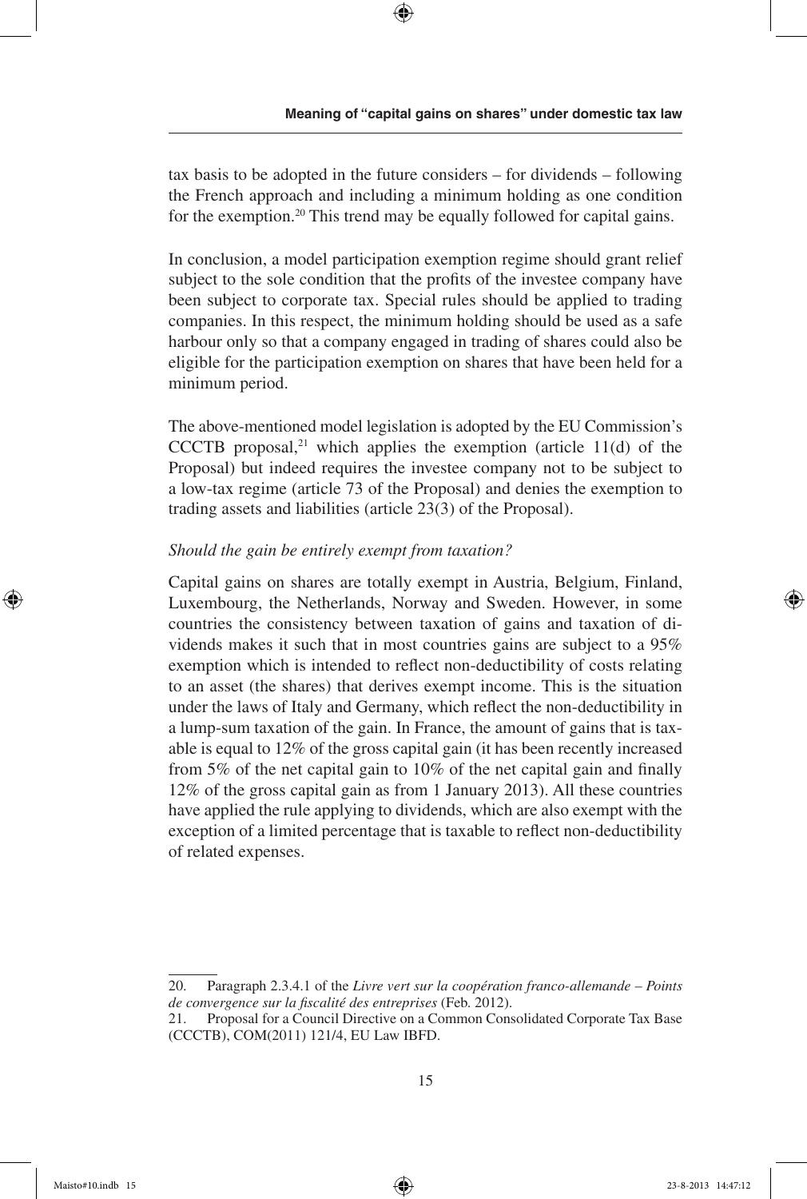tax basis to be adopted in the future considers – for dividends – following the French approach and including a minimum holding as one condition for the exemption.[20] This trend may be equally followed for capital gains.

In conclusion, a model participation exemption regime should grant relief subject to the sole condition that the profits of the investee company have been subject to corporate tax. Special rules should be applied to trading companies. In this respect, the minimum holding should be used as a safe harbour only so that a company engaged in trading of shares could also be eligible for the participation exemption on shares that have been held for a minimum period.

The above-mentioned model legislation is adopted by the EU Commission's CCCTB proposal,[21] which applies the exemption (article 11(d) of the Proposal) but indeed requires the investee company not to be subject to a low-tax regime (article 73 of the Proposal) and denies the exemption to trading assets and liabilities (article 23(3) of the Proposal).

*Should the gain be entirely exempt from taxation?*

Capital gains on shares are totally exempt in Austria, Belgium, Finland, Luxembourg, the Netherlands, Norway and Sweden. However, in some countries the consistency between taxation of gains and taxation of dividends makes it such that in most countries gains are subject to a 95% exemption which is intended to reflect non-deductibility of costs relating to an asset (the shares) that derives exempt income. This is the situation under the laws of Italy and Germany, which reflect the non-deductibility in a lump-sum taxation of the gain. In France, the amount of gains that is taxable is equal to 12% of the gross capital gain (it has been recently increased from 5% of the net capital gain to 10% of the net capital gain and finally 12% of the gross capital gain as from 1 January 2013). All these countries have applied the rule applying to dividends, which are also exempt with the exception of a limited percentage that is taxable to reflect non-deductibility of related expenses.

---

20. Paragraph 2.3.4.1 of the *Livre vert sur la coopération franco-allemande – Points de convergence sur la fiscalité des entreprises* (Feb. 2012).

21. Proposal for a Council Directive on a Common Consolidated Corporate Tax Base (CCCTB), COM(2011) 121/4, EU Law IBFD.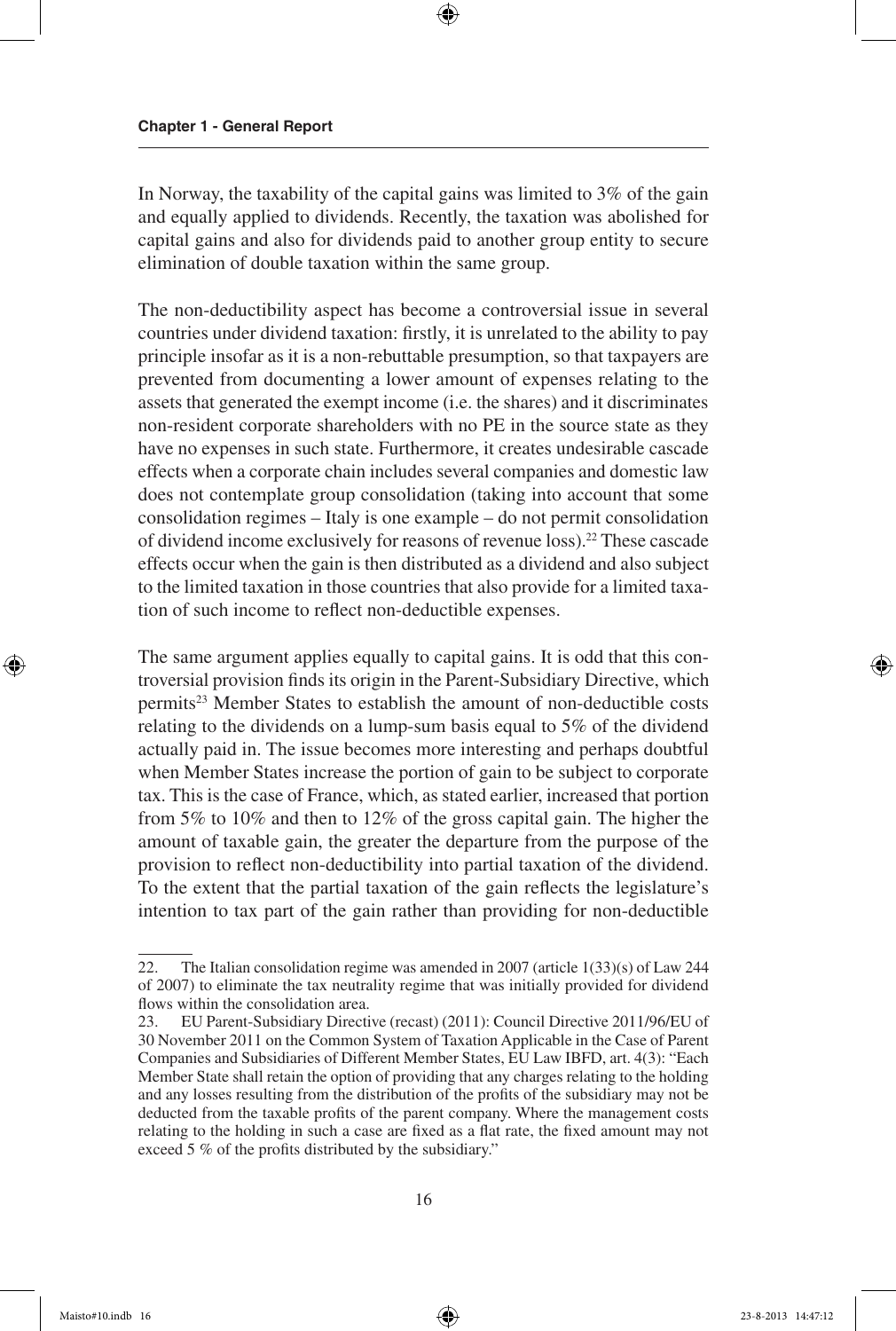In Norway, the taxability of the capital gains was limited to 3% of the gain and equally applied to dividends. Recently, the taxation was abolished for capital gains and also for dividends paid to another group entity to secure elimination of double taxation within the same group.

The non-deductibility aspect has become a controversial issue in several countries under dividend taxation: firstly, it is unrelated to the ability to pay principle insofar as it is a non-rebuttable presumption, so that taxpayers are prevented from documenting a lower amount of expenses relating to the assets that generated the exempt income (i.e. the shares) and it discriminates non-resident corporate shareholders with no PE in the source state as they have no expenses in such state. Furthermore, it creates undesirable cascade effects when a corporate chain includes several companies and domestic law does not contemplate group consolidation (taking into account that some consolidation regimes – Italy is one example – do not permit consolidation of dividend income exclusively for reasons of revenue loss).[22] These cascade effects occur when the gain is then distributed as a dividend and also subject to the limited taxation in those countries that also provide for a limited taxation of such income to reflect non-deductible expenses.

The same argument applies equally to capital gains. It is odd that this controversial provision finds its origin in the Parent-Subsidiary Directive, which permits[23] Member States to establish the amount of non-deductible costs relating to the dividends on a lump-sum basis equal to 5% of the dividend actually paid in. The issue becomes more interesting and perhaps doubtful when Member States increase the portion of gain to be subject to corporate tax. This is the case of France, which, as stated earlier, increased that portion from 5% to 10% and then to 12% of the gross capital gain. The higher the amount of taxable gain, the greater the departure from the purpose of the provision to reflect non-deductibility into partial taxation of the dividend. To the extent that the partial taxation of the gain reflects the legislature's intention to tax part of the gain rather than providing for non-deductible

---

22. The Italian consolidation regime was amended in 2007 (article 1(33)(s) of Law 244 of 2007) to eliminate the tax neutrality regime that was initially provided for dividend flows within the consolidation area.

23. EU Parent-Subsidiary Directive (recast) (2011): Council Directive 2011/96/EU of 30 November 2011 on the Common System of Taxation Applicable in the Case of Parent Companies and Subsidiaries of Different Member States, EU Law IBFD, art. 4(3): "Each Member State shall retain the option of providing that any charges relating to the holding and any losses resulting from the distribution of the profits of the subsidiary may not be deducted from the taxable profits of the parent company. Where the management costs relating to the holding in such a case are fixed as a flat rate, the fixed amount may not exceed 5 % of the profits distributed by the subsidiary."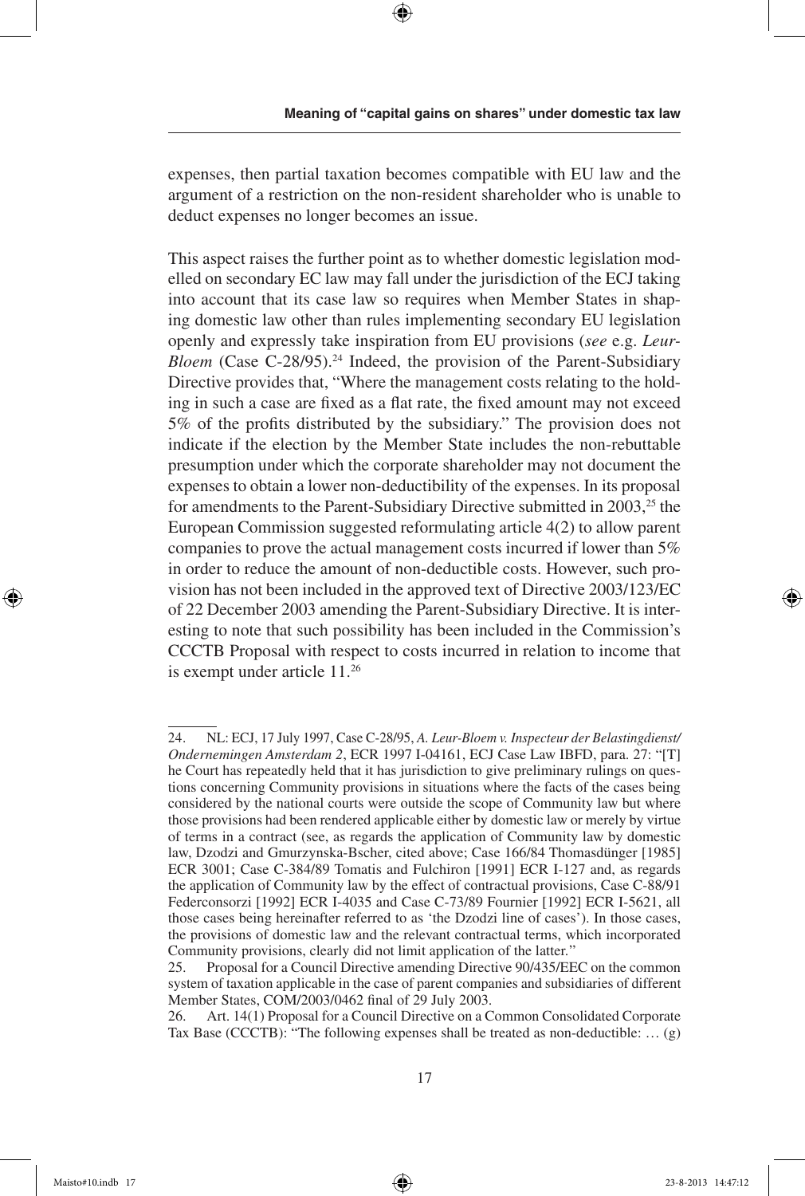expenses, then partial taxation becomes compatible with EU law and the argument of a restriction on the non-resident shareholder who is unable to deduct expenses no longer becomes an issue.

This aspect raises the further point as to whether domestic legislation modelled on secondary EC law may fall under the jurisdiction of the ECJ taking into account that its case law so requires when Member States in shaping domestic law other than rules implementing secondary EU legislation openly and expressly take inspiration from EU provisions (*see* e.g. *Leur-Bloem* (Case C-28/95).[24] Indeed, the provision of the Parent-Subsidiary Directive provides that, "Where the management costs relating to the holding in such a case are fixed as a flat rate, the fixed amount may not exceed 5% of the profits distributed by the subsidiary." The provision does not indicate if the election by the Member State includes the non-rebuttable presumption under which the corporate shareholder may not document the expenses to obtain a lower non-deductibility of the expenses. In its proposal for amendments to the Parent-Subsidiary Directive submitted in 2003,[25] the European Commission suggested reformulating article 4(2) to allow parent companies to prove the actual management costs incurred if lower than 5% in order to reduce the amount of non-deductible costs. However, such provision has not been included in the approved text of Directive 2003/123/EC of 22 December 2003 amending the Parent-Subsidiary Directive. It is interesting to note that such possibility has been included in the Commission's CCCTB Proposal with respect to costs incurred in relation to income that is exempt under article 11.[26]

---

24. NL: ECJ, 17 July 1997, Case C-28/95, *A. Leur-Bloem v. Inspecteur der Belastingdienst/ Ondernemingen Amsterdam 2*, ECR 1997 I-04161, ECJ Case Law IBFD, para. 27: "[T]he Court has repeatedly held that it has jurisdiction to give preliminary rulings on questions concerning Community provisions in situations where the facts of the cases being considered by the national courts were outside the scope of Community law but where those provisions had been rendered applicable either by domestic law or merely by virtue of terms in a contract (see, as regards the application of Community law by domestic law, Dzodzi and Gmurzynska-Bscher, cited above; Case 166/84 Thomasdünger [1985] ECR 3001; Case C-384/89 Tomatis and Fulchiron [1991] ECR I-127 and, as regards the application of Community law by the effect of contractual provisions, Case C-88/91 Federconsorzi [1992] ECR I-4035 and Case C-73/89 Fournier [1992] ECR I-5621, all those cases being hereinafter referred to as 'the Dzodzi line of cases'). In those cases, the provisions of domestic law and the relevant contractual terms, which incorporated Community provisions, clearly did not limit application of the latter."

25. Proposal for a Council Directive amending Directive 90/435/EEC on the common system of taxation applicable in the case of parent companies and subsidiaries of different Member States, COM/2003/0462 final of 29 July 2003.

26. Art. 14(1) Proposal for a Council Directive on a Common Consolidated Corporate Tax Base (CCCTB): "The following expenses shall be treated as non-deductible: … (g)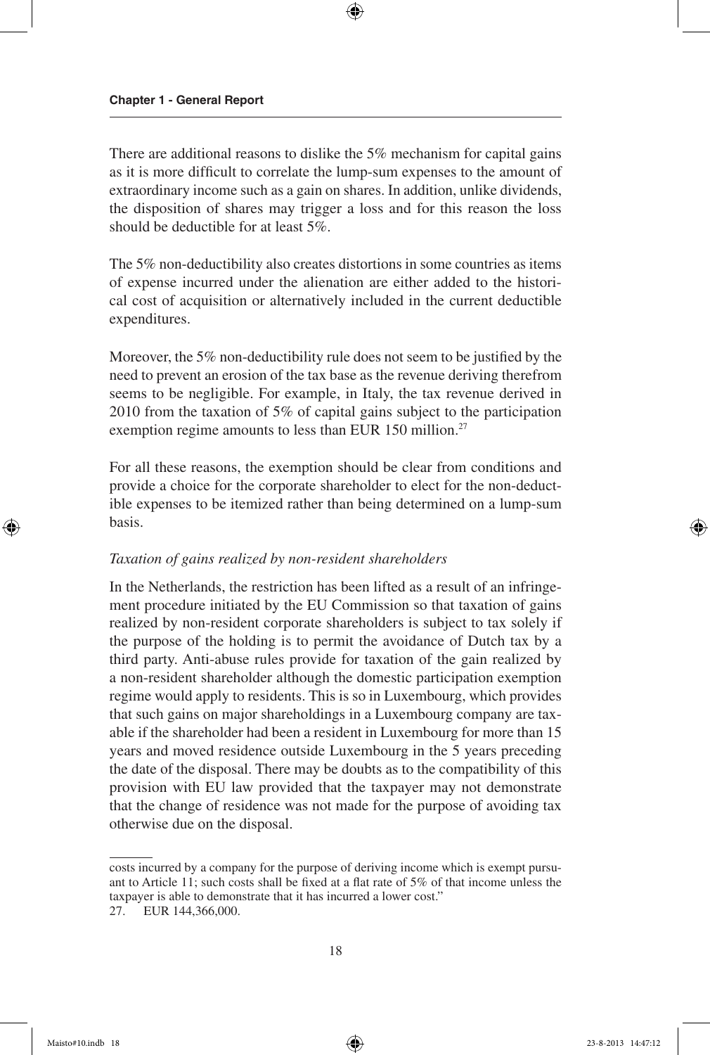There are additional reasons to dislike the 5% mechanism for capital gains as it is more difficult to correlate the lump-sum expenses to the amount of extraordinary income such as a gain on shares. In addition, unlike dividends, the disposition of shares may trigger a loss and for this reason the loss should be deductible for at least 5%.

The 5% non-deductibility also creates distortions in some countries as items of expense incurred under the alienation are either added to the historical cost of acquisition or alternatively included in the current deductible expenditures.

Moreover, the 5% non-deductibility rule does not seem to be justified by the need to prevent an erosion of the tax base as the revenue deriving therefrom seems to be negligible. For example, in Italy, the tax revenue derived in 2010 from the taxation of 5% of capital gains subject to the participation exemption regime amounts to less than EUR 150 million.[27]

For all these reasons, the exemption should be clear from conditions and provide a choice for the corporate shareholder to elect for the non-deductible expenses to be itemized rather than being determined on a lump-sum basis.

*Taxation of gains realized by non-resident shareholders*

In the Netherlands, the restriction has been lifted as a result of an infringement procedure initiated by the EU Commission so that taxation of gains realized by non-resident corporate shareholders is subject to tax solely if the purpose of the holding is to permit the avoidance of Dutch tax by a third party. Anti-abuse rules provide for taxation of the gain realized by a non-resident shareholder although the domestic participation exemption regime would apply to residents. This is so in Luxembourg, which provides that such gains on major shareholdings in a Luxembourg company are taxable if the shareholder had been a resident in Luxembourg for more than 15 years and moved residence outside Luxembourg in the 5 years preceding the date of the disposal. There may be doubts as to the compatibility of this provision with EU law provided that the taxpayer may not demonstrate that the change of residence was not made for the purpose of avoiding tax otherwise due on the disposal.

---

costs incurred by a company for the purpose of deriving income which is exempt pursuant to Article 11; such costs shall be fixed at a flat rate of 5% of that income unless the taxpayer is able to demonstrate that it has incurred a lower cost."

27. EUR 144,366,000.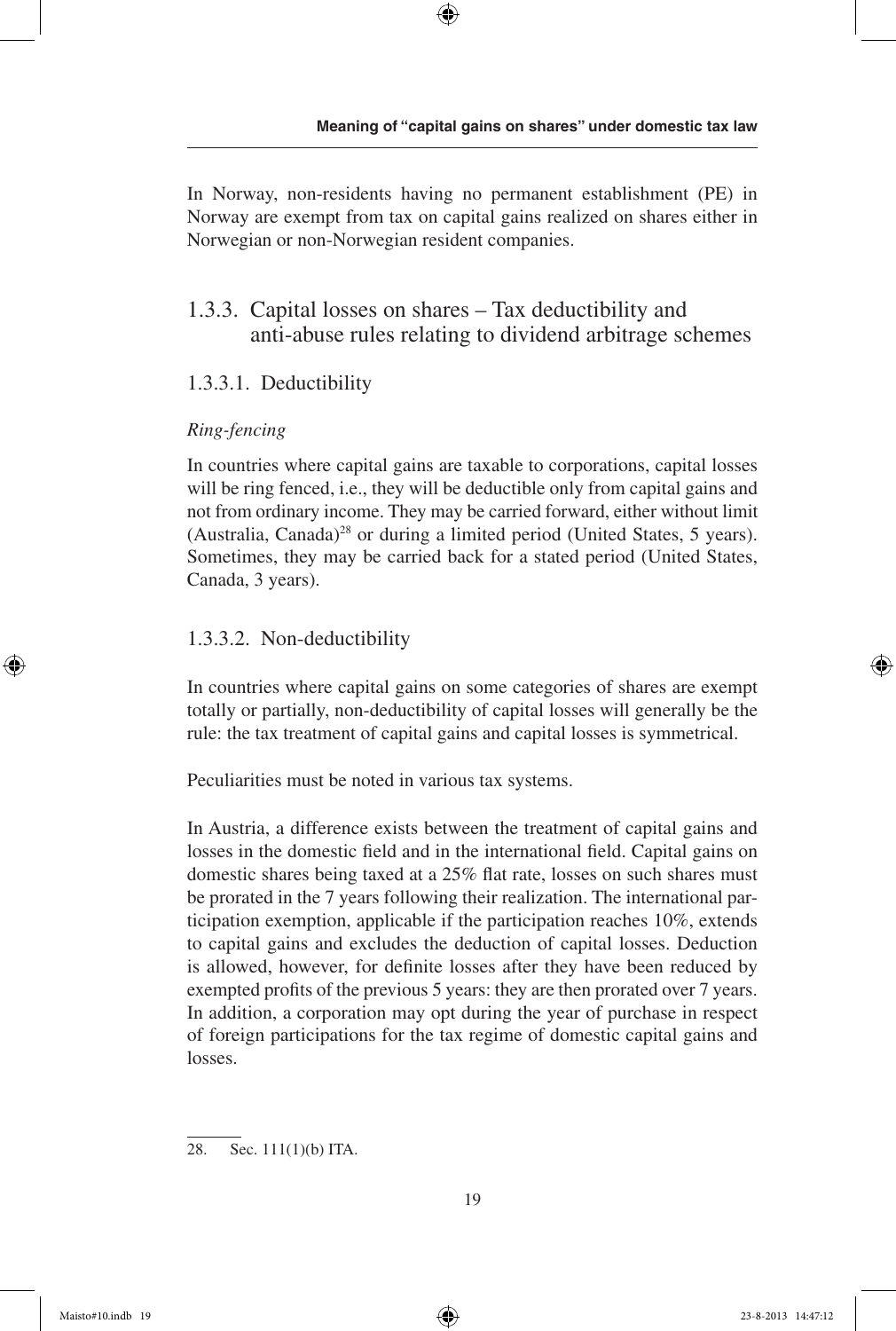In Norway, non-residents having no permanent establishment (PE) in Norway are exempt from tax on capital gains realized on shares either in Norwegian or non-Norwegian resident companies.

### 1.3.3. Capital losses on shares – Tax deductibility and anti-abuse rules relating to dividend arbitrage schemes

#### 1.3.3.1. Deductibility

*Ring-fencing*

In countries where capital gains are taxable to corporations, capital losses will be ring fenced, i.e., they will be deductible only from capital gains and not from ordinary income. They may be carried forward, either without limit (Australia, Canada)[28] or during a limited period (United States, 5 years). Sometimes, they may be carried back for a stated period (United States, Canada, 3 years).

#### 1.3.3.2. Non-deductibility

In countries where capital gains on some categories of shares are exempt totally or partially, non-deductibility of capital losses will generally be the rule: the tax treatment of capital gains and capital losses is symmetrical.

Peculiarities must be noted in various tax systems.

In Austria, a difference exists between the treatment of capital gains and losses in the domestic field and in the international field. Capital gains on domestic shares being taxed at a 25% flat rate, losses on such shares must be prorated in the 7 years following their realization. The international participation exemption, applicable if the participation reaches 10%, extends to capital gains and excludes the deduction of capital losses. Deduction is allowed, however, for definite losses after they have been reduced by exempted profits of the previous 5 years: they are then prorated over 7 years. In addition, a corporation may opt during the year of purchase in respect of foreign participations for the tax regime of domestic capital gains and losses.

---

28. Sec. 111(1)(b) ITA.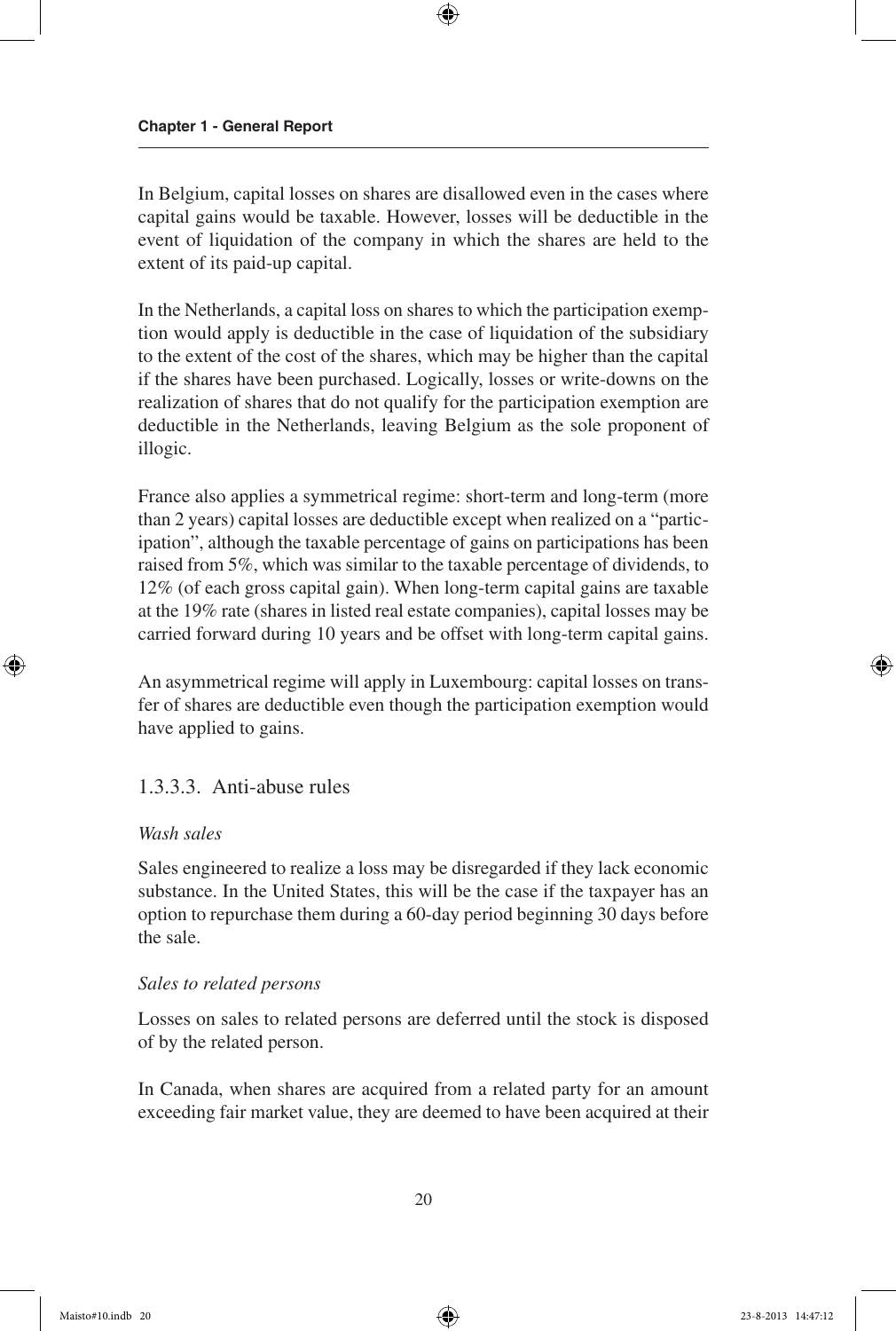In Belgium, capital losses on shares are disallowed even in the cases where capital gains would be taxable. However, losses will be deductible in the event of liquidation of the company in which the shares are held to the extent of its paid-up capital.

In the Netherlands, a capital loss on shares to which the participation exemption would apply is deductible in the case of liquidation of the subsidiary to the extent of the cost of the shares, which may be higher than the capital if the shares have been purchased. Logically, losses or write-downs on the realization of shares that do not qualify for the participation exemption are deductible in the Netherlands, leaving Belgium as the sole proponent of illogic.

France also applies a symmetrical regime: short-term and long-term (more than 2 years) capital losses are deductible except when realized on a "participation", although the taxable percentage of gains on participations has been raised from 5%, which was similar to the taxable percentage of dividends, to 12% (of each gross capital gain). When long-term capital gains are taxable at the 19% rate (shares in listed real estate companies), capital losses may be carried forward during 10 years and be offset with long-term capital gains.

An asymmetrical regime will apply in Luxembourg: capital losses on transfer of shares are deductible even though the participation exemption would have applied to gains.

### 1.3.3.3. Anti-abuse rules

*Wash sales*

Sales engineered to realize a loss may be disregarded if they lack economic substance. In the United States, this will be the case if the taxpayer has an option to repurchase them during a 60-day period beginning 30 days before the sale.

*Sales to related persons*

Losses on sales to related persons are deferred until the stock is disposed of by the related person.

In Canada, when shares are acquired from a related party for an amount exceeding fair market value, they are deemed to have been acquired at their